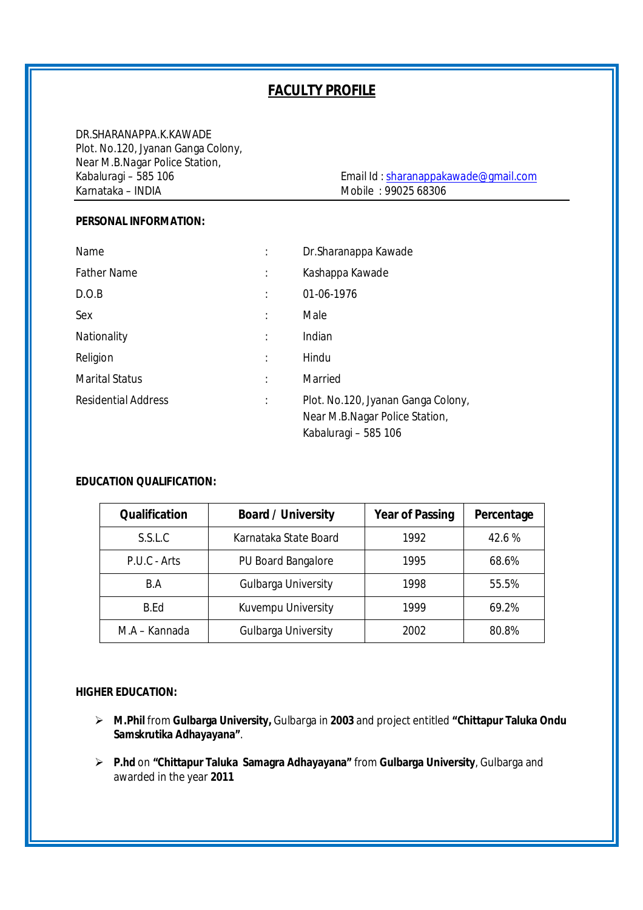# FACULTY PROFILE

DR.SHARANAPPA.K.KAWADE
Plot. No.120, Jyanan Ganga Colony,
Near M.B.Nagar Police Station,
Kabaluragi – 585 106
Karnataka – INDIA

Email Id : sharanappakawade@gmail.com
Mobile : 99025 68306

**PERSONAL INFORMATION:**

| | | |
|---|---|---|
| Name | : | Dr.Sharanappa Kawade |
| Father Name | : | Kashappa Kawade |
| D.O.B | : | 01-06-1976 |
| Sex | : | Male |
| Nationality | : | Indian |
| Religion | : | Hindu |
| Marital Status | : | Married |
| Residential Address | : | Plot. No.120, Jyanan Ganga Colony, Near M.B.Nagar Police Station, Kabaluragi – 585 106 |

**EDUCATION QUALIFICATION:**

| Qualification | Board / University | Year of Passing | Percentage |
|---|---|---|---|
| S.S.L.C | Karnataka State Board | 1992 | 42.6 % |
| P.U.C - Arts | PU Board Bangalore | 1995 | 68.6% |
| B.A | Gulbarga University | 1998 | 55.5% |
| B.Ed | Kuvempu University | 1999 | 69.2% |
| M.A – Kannada | Gulbarga University | 2002 | 80.8% |

**HIGHER EDUCATION:**

- **M.Phil** from **Gulbarga University,** Gulbarga in **2003** and project entitled **"Chittapur Taluka Ondu Samskrutika Adhayayana"**.
- **P.hd** on **"Chittapur Taluka Samagra Adhayayana"** from **Gulbarga University**, Gulbarga and awarded in the year **2011**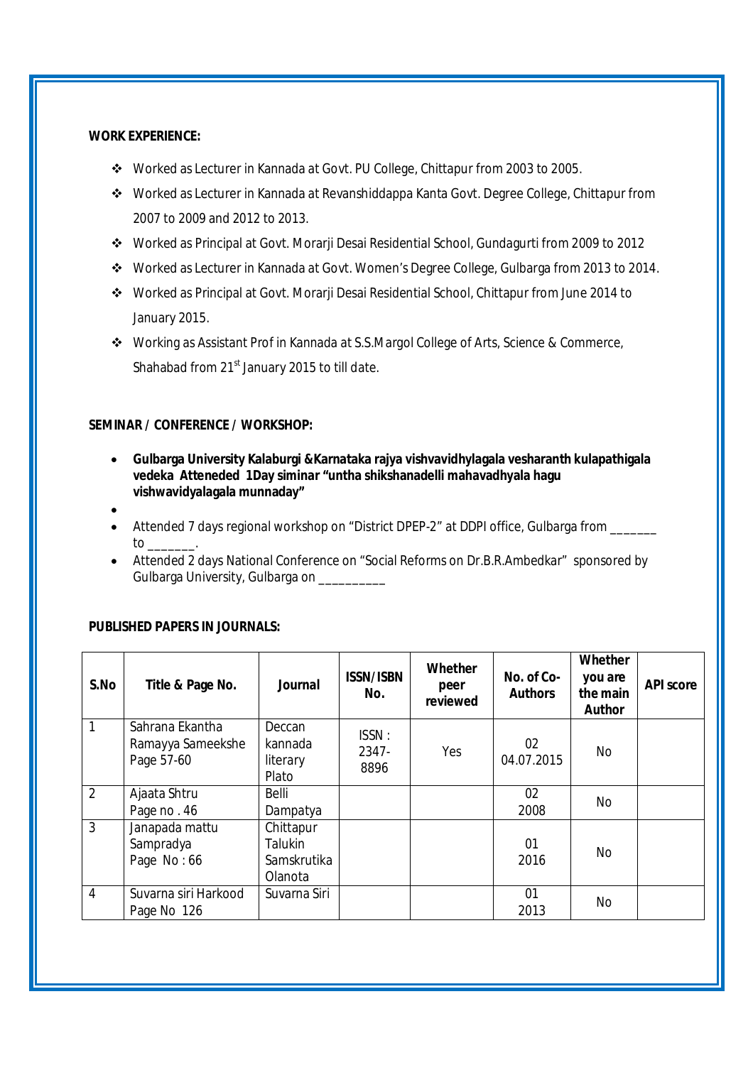**WORK EXPERIENCE:**

- Worked as Lecturer in Kannada at Govt. PU College, Chittapur from 2003 to 2005.
- Worked as Lecturer in Kannada at Revanshiddappa Kanta Govt. Degree College, Chittapur from 2007 to 2009 and 2012 to 2013.
- Worked as Principal at Govt. Morarji Desai Residential School, Gundagurti from 2009 to 2012
- Worked as Lecturer in Kannada at Govt. Women's Degree College, Gulbarga from 2013 to 2014.
- Worked as Principal at Govt. Morarji Desai Residential School, Chittapur from June 2014 to January 2015.
- Working as Assistant Prof in Kannada at S.S.Margol College of Arts, Science & Commerce, Shahabad from 21st January 2015 to till date.

**SEMINAR / CONFERENCE / WORKSHOP:**

- **Gulbarga University Kalaburgi &Karnataka rajya vishvavidhylagala vesharanth kulapathigala vedeka Atteneded 1Day siminar "untha shikshanadelli mahavadhyala hagu vishwavidyalagala munnaday"**
- 
- Attended 7 days regional workshop on "District DPEP-2" at DDPI office, Gulbarga from _______ to _______.
- Attended 2 days National Conference on "Social Reforms on Dr.B.R.Ambedkar" sponsored by Gulbarga University, Gulbarga on __________

**PUBLISHED PAPERS IN JOURNALS:**

| S.No | Title & Page No. | Journal | ISSN/ISBN No. | Whether peer reviewed | No. of Co-Authors | Whether you are the main Author | API score |
|---|---|---|---|---|---|---|---|
| 1 | Sahrana Ekantha Ramayya Sameekshe Page 57-60 | Deccan kannada literary Plato | ISSN : 2347-8896 | Yes | 02 04.07.2015 | No | |
| 2 | Ajaata Shtru Page no . 46 | Belli Dampatya | | | 02 2008 | No | |
| 3 | Janapada mattu Sampradya Page No : 66 | Chittapur Talukin Samskrutika Olanota | | | 01 2016 | No | |
| 4 | Suvarna siri Harkood Page No 126 | Suvarna Siri | | | 01 2013 | No | |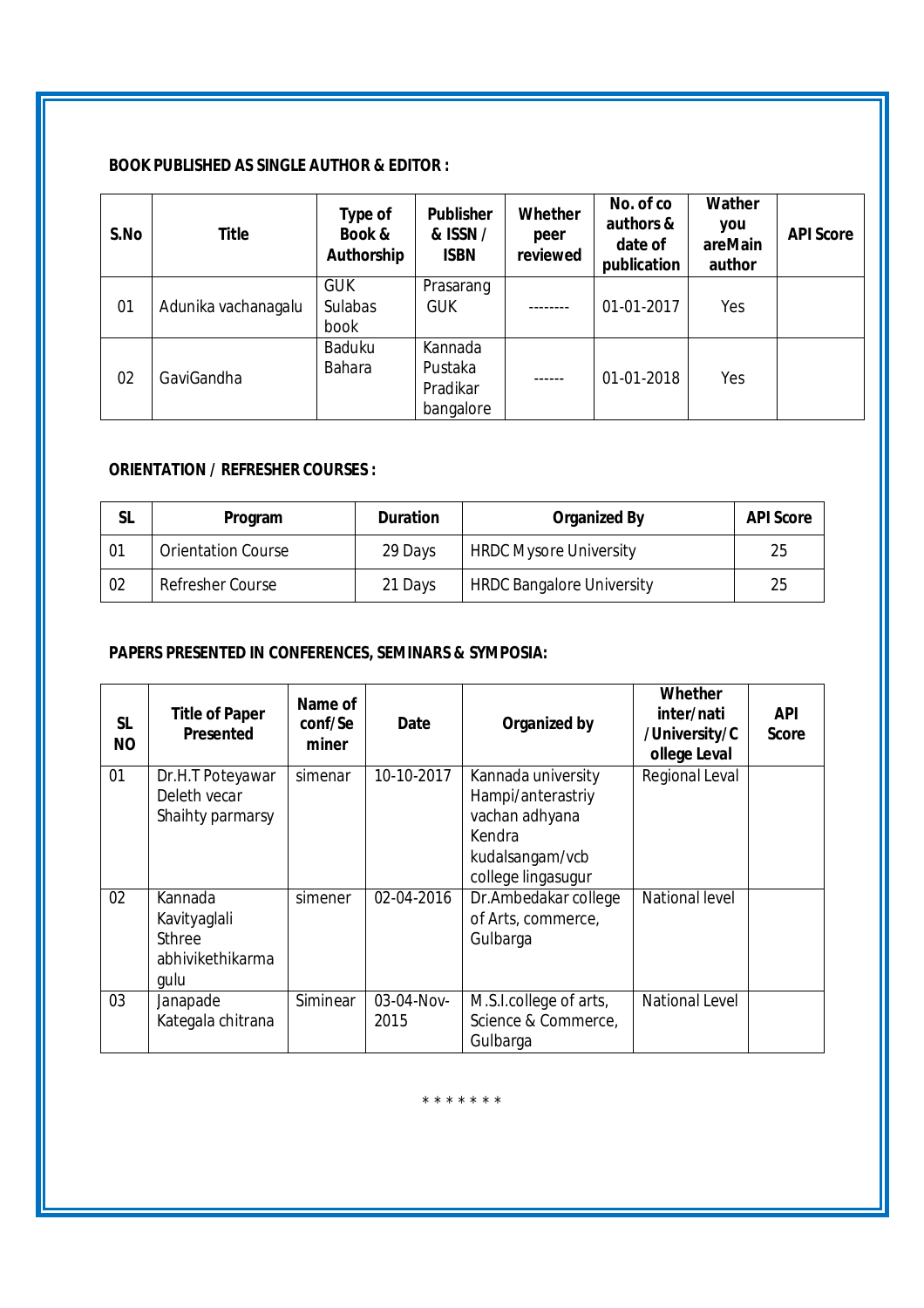**BOOK PUBLISHED AS SINGLE AUTHOR & EDITOR :**

| S.No | Title | Type of Book & Authorship | Publisher & ISSN / ISBN | Whether peer reviewed | No. of co authors & date of publication | Wather you areMain author | API Score |
|---|---|---|---|---|---|---|---|
| 01 | Adunika vachanagalu | GUK Sulabas book | Prasarang GUK | -------- | 01-01-2017 | Yes | |
| 02 | GaviGandha | Baduku Bahara | Kannada Pustaka Pradikar bangalore | ------ | 01-01-2018 | Yes | |

**ORIENTATION / REFRESHER COURSES :**

| SL | Program | Duration | Organized By | API Score |
|---|---|---|---|---|
| 01 | Orientation Course | 29 Days | HRDC Mysore University | 25 |
| 02 | Refresher Course | 21 Days | HRDC Bangalore University | 25 |

**PAPERS PRESENTED IN CONFERENCES, SEMINARS & SYMPOSIA:**

| SL NO | Title of Paper Presented | Name of conf/Se miner | Date | Organized by | Whether inter/nati /University/C ollege Leval | API Score |
|---|---|---|---|---|---|---|
| 01 | Dr.H.T Poteyawar Deleth vecar Shaihty parmarsy | simenar | 10-10-2017 | Kannada university Hampi/anterastriy vachan adhyana Kendra kudalsangam/vcb college lingasugur | Regional Leval | |
| 02 | Kannada Kavityaglali Sthree abhivikethikarma gulu | simener | 02-04-2016 | Dr.Ambedakar college of Arts, commerce, Gulbarga | National level | |
| 03 | Janapade Kategala chitrana | Siminear | 03-04-Nov-2015 | M.S.I.college of arts, Science & Commerce, Gulbarga | National Level | |

* * * * * * *